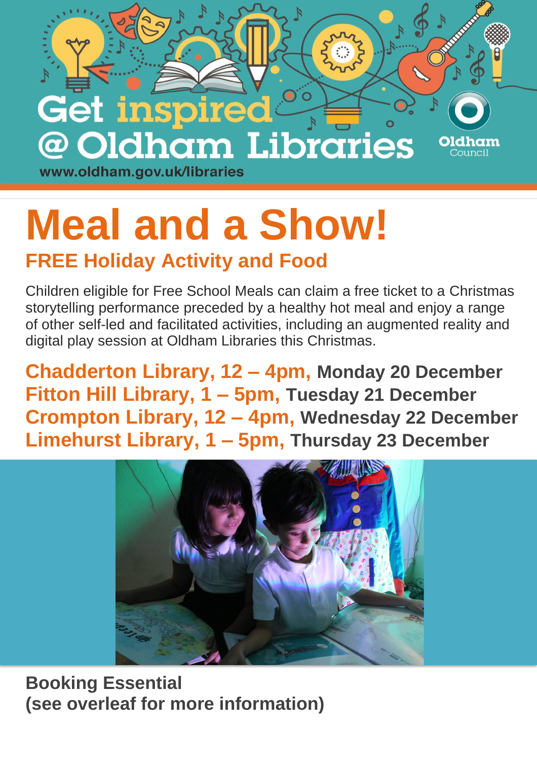Get inspired @ Oldham Libraries

www.oldham.gov.uk/libraries

Oldham Council

# Meal and a Show!

## FREE Holiday Activity and Food

Children eligible for Free School Meals can claim a free ticket to a Christmas storytelling performance preceded by a healthy hot meal and enjoy a range of other self-led and facilitated activities, including an augmented reality and digital play session at Oldham Libraries this Christmas.

**Chadderton Library, 12 – 4pm, Monday 20 December**
**Fitton Hill Library, 1 – 5pm, Tuesday 21 December**
**Crompton Library, 12 – 4pm, Wednesday 22 December**
**Limehurst Library, 1 – 5pm, Thursday 23 December**

**Booking Essential**
**(see overleaf for more information)**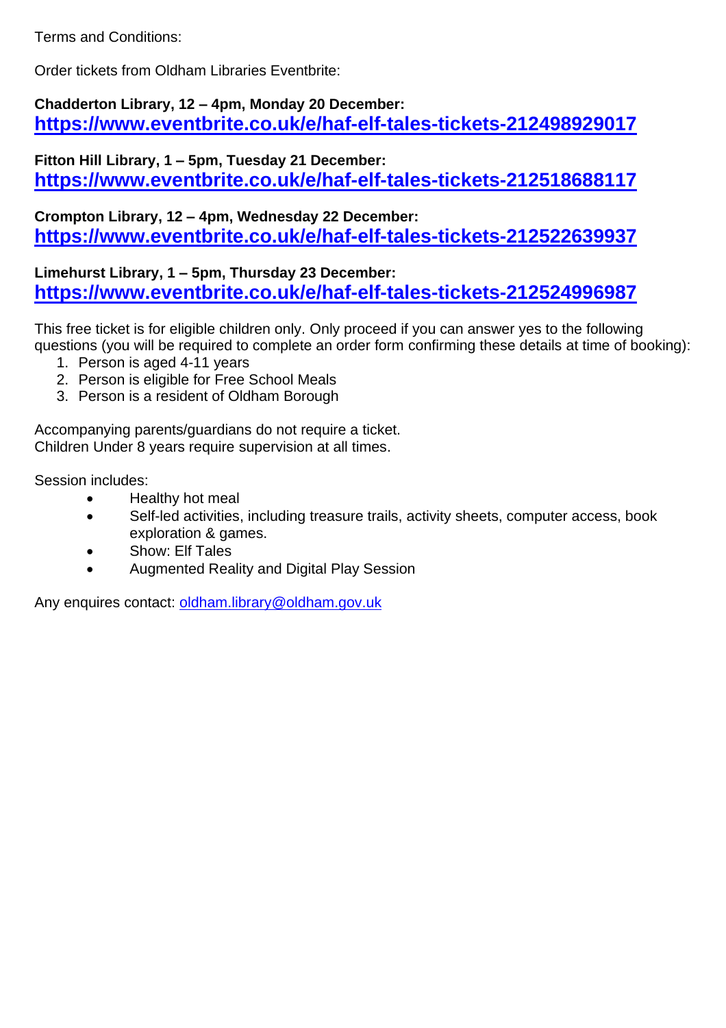Terms and Conditions:

Order tickets from Oldham Libraries Eventbrite:

**Chadderton Library, 12 – 4pm, Monday 20 December:**
**https://www.eventbrite.co.uk/e/haf-elf-tales-tickets-212498929017**

**Fitton Hill Library, 1 – 5pm, Tuesday 21 December:**
**https://www.eventbrite.co.uk/e/haf-elf-tales-tickets-212518688117**

**Crompton Library, 12 – 4pm, Wednesday 22 December:**
**https://www.eventbrite.co.uk/e/haf-elf-tales-tickets-212522639937**

**Limehurst Library, 1 – 5pm, Thursday 23 December:**
**https://www.eventbrite.co.uk/e/haf-elf-tales-tickets-212524996987**

This free ticket is for eligible children only. Only proceed if you can answer yes to the following questions (you will be required to complete an order form confirming these details at time of booking):

1. Person is aged 4-11 years
2. Person is eligible for Free School Meals
3. Person is a resident of Oldham Borough

Accompanying parents/guardians do not require a ticket.
Children Under 8 years require supervision at all times.

Session includes:

- Healthy hot meal
- Self-led activities, including treasure trails, activity sheets, computer access, book exploration & games.
- Show: Elf Tales
- Augmented Reality and Digital Play Session

Any enquires contact: oldham.library@oldham.gov.uk